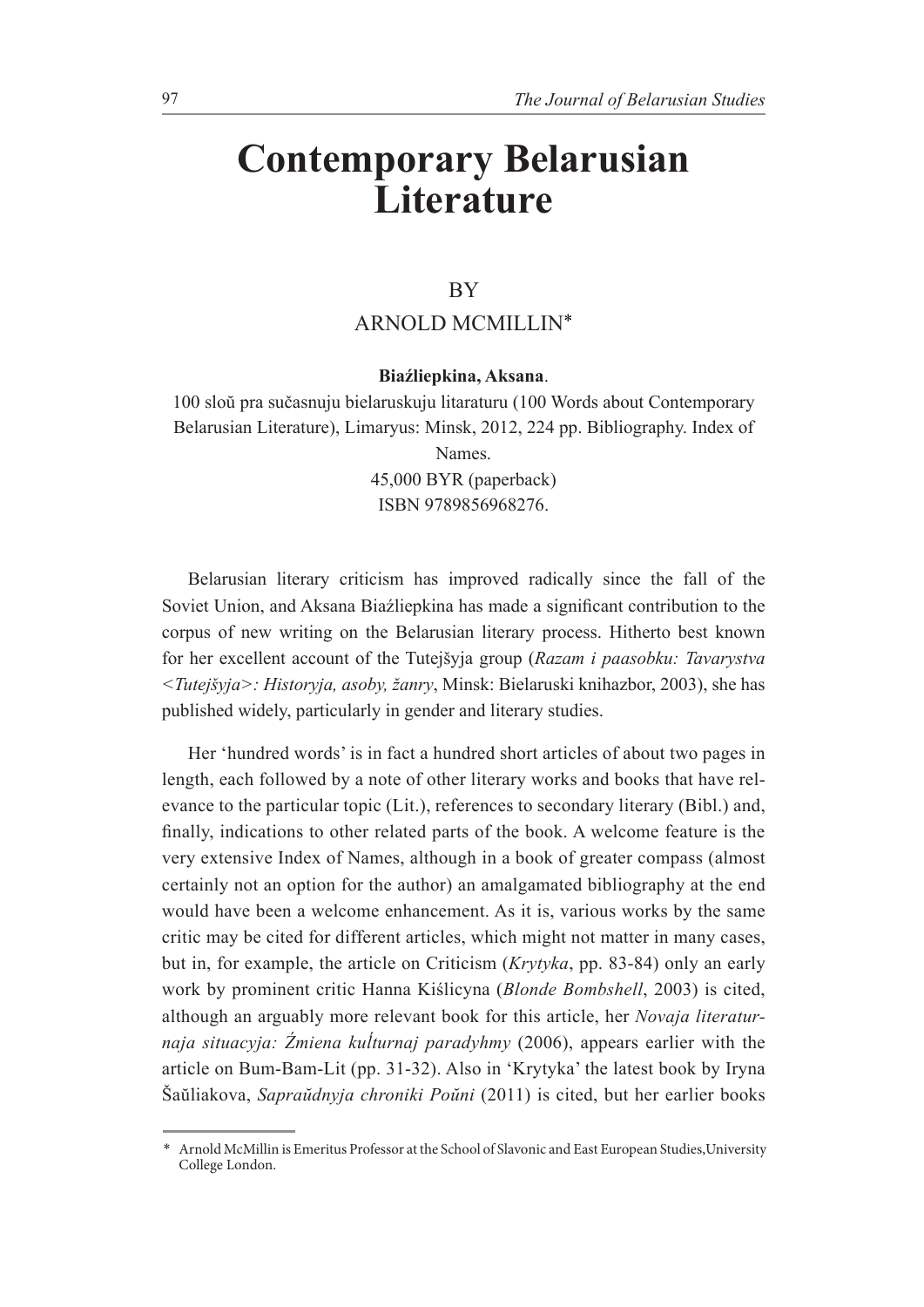# Contemporary Belarusian Literature

BY

ARNOLD MCMILLIN*

**Biaźliepkina, Aksana**.

100 sloŭ pra sučasnuju bielaruskuju litaraturu (100 Words about Contemporary Belarusian Literature), Limaryus: Minsk, 2012, 224 pp. Bibliography. Index of Names.

45,000 BYR (paperback)

ISBN 9789856968276.

Belarusian literary criticism has improved radically since the fall of the Soviet Union, and Aksana Biaźliepkina has made a significant contribution to the corpus of new writing on the Belarusian literary process. Hitherto best known for her excellent account of the Tutejšyja group (*Razam i paasobku: Tavarystva <Tutejšyja>: Historyja, asoby, žanry*, Minsk: Bielaruski knihazbor, 2003), she has published widely, particularly in gender and literary studies.

Her 'hundred words' is in fact a hundred short articles of about two pages in length, each followed by a note of other literary works and books that have relevance to the particular topic (Lit.), references to secondary literary (Bibl.) and, finally, indications to other related parts of the book. A welcome feature is the very extensive Index of Names, although in a book of greater compass (almost certainly not an option for the author) an amalgamated bibliography at the end would have been a welcome enhancement. As it is, various works by the same critic may be cited for different articles, which might not matter in many cases, but in, for example, the article on Criticism (*Krytyka*, pp. 83-84) only an early work by prominent critic Hanna Kiślicyna (*Blonde Bombshell*, 2003) is cited, although an arguably more relevant book for this article, her *Novaja literaturnaja situacyja: Źmiena kuĺturnaj paradyhmy* (2006), appears earlier with the article on Bum-Bam-Lit (pp. 31-32). Also in 'Krytyka' the latest book by Iryna Šaŭliakova, *Sapraŭdnyja chroniki Poŭni* (2011) is cited, but her earlier books

\* Arnold McMillin is Emeritus Professor at the School of Slavonic and East European Studies, University College London.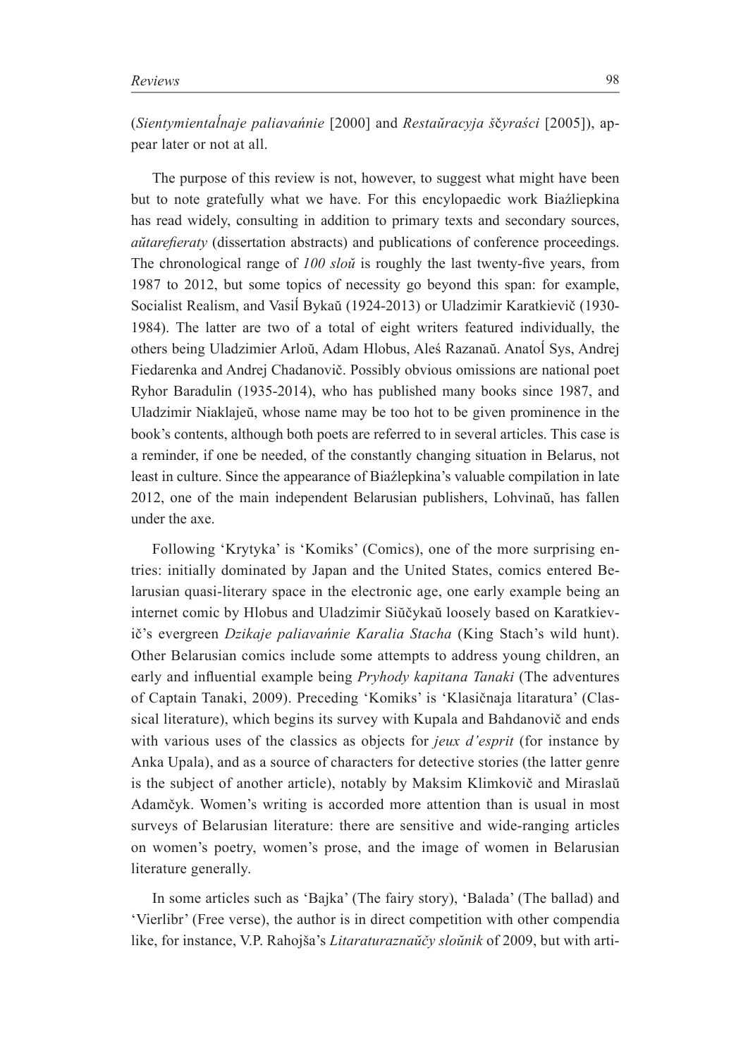(*Sientymientaĺnaje paliavańnie* [2000] and *Restaŭracyja ščyraści* [2005]), appear later or not at all.

The purpose of this review is not, however, to suggest what might have been but to note gratefully what we have. For this encylopaedic work Biaźliepkina has read widely, consulting in addition to primary texts and secondary sources, *aŭtarefieraty* (dissertation abstracts) and publications of conference proceedings. The chronological range of *100 sloŭ* is roughly the last twenty-five years, from 1987 to 2012, but some topics of necessity go beyond this span: for example, Socialist Realism, and Vasiĺ Bykaŭ (1924-2013) or Uladzimir Karatkievič (1930-1984). The latter are two of a total of eight writers featured individually, the others being Uladzimier Arloŭ, Adam Hlobus, Aleś Razanaŭ. Anatoĺ Sys, Andrej Fiedarenka and Andrej Chadanovič. Possibly obvious omissions are national poet Ryhor Baradulin (1935-2014), who has published many books since 1987, and Uladzimir Niaklajeŭ, whose name may be too hot to be given prominence in the book's contents, although both poets are referred to in several articles. This case is a reminder, if one be needed, of the constantly changing situation in Belarus, not least in culture. Since the appearance of Biaźlepkina's valuable compilation in late 2012, one of the main independent Belarusian publishers, Lohvinaŭ, has fallen under the axe.

Following 'Krytyka' is 'Komiks' (Comics), one of the more surprising entries: initially dominated by Japan and the United States, comics entered Belarusian quasi-literary space in the electronic age, one early example being an internet comic by Hlobus and Uladzimir Siŭčykaŭ loosely based on Karatkievič's evergreen *Dzikaje paliavańnie Karalia Stacha* (King Stach's wild hunt). Other Belarusian comics include some attempts to address young children, an early and influential example being *Pryhody kapitana Tanaki* (The adventures of Captain Tanaki, 2009). Preceding 'Komiks' is 'Klasičnaja litaratura' (Classical literature), which begins its survey with Kupala and Bahdanovič and ends with various uses of the classics as objects for *jeux d'esprit* (for instance by Anka Upala), and as a source of characters for detective stories (the latter genre is the subject of another article), notably by Maksim Klimkovič and Miraslaŭ Adamčyk. Women's writing is accorded more attention than is usual in most surveys of Belarusian literature: there are sensitive and wide-ranging articles on women's poetry, women's prose, and the image of women in Belarusian literature generally.

In some articles such as 'Bajka' (The fairy story), 'Balada' (The ballad) and 'Vierlibr' (Free verse), the author is in direct competition with other compendia like, for instance, V.P. Rahojša's *Litaraturaznaŭčy sloŭnik* of 2009, but with arti-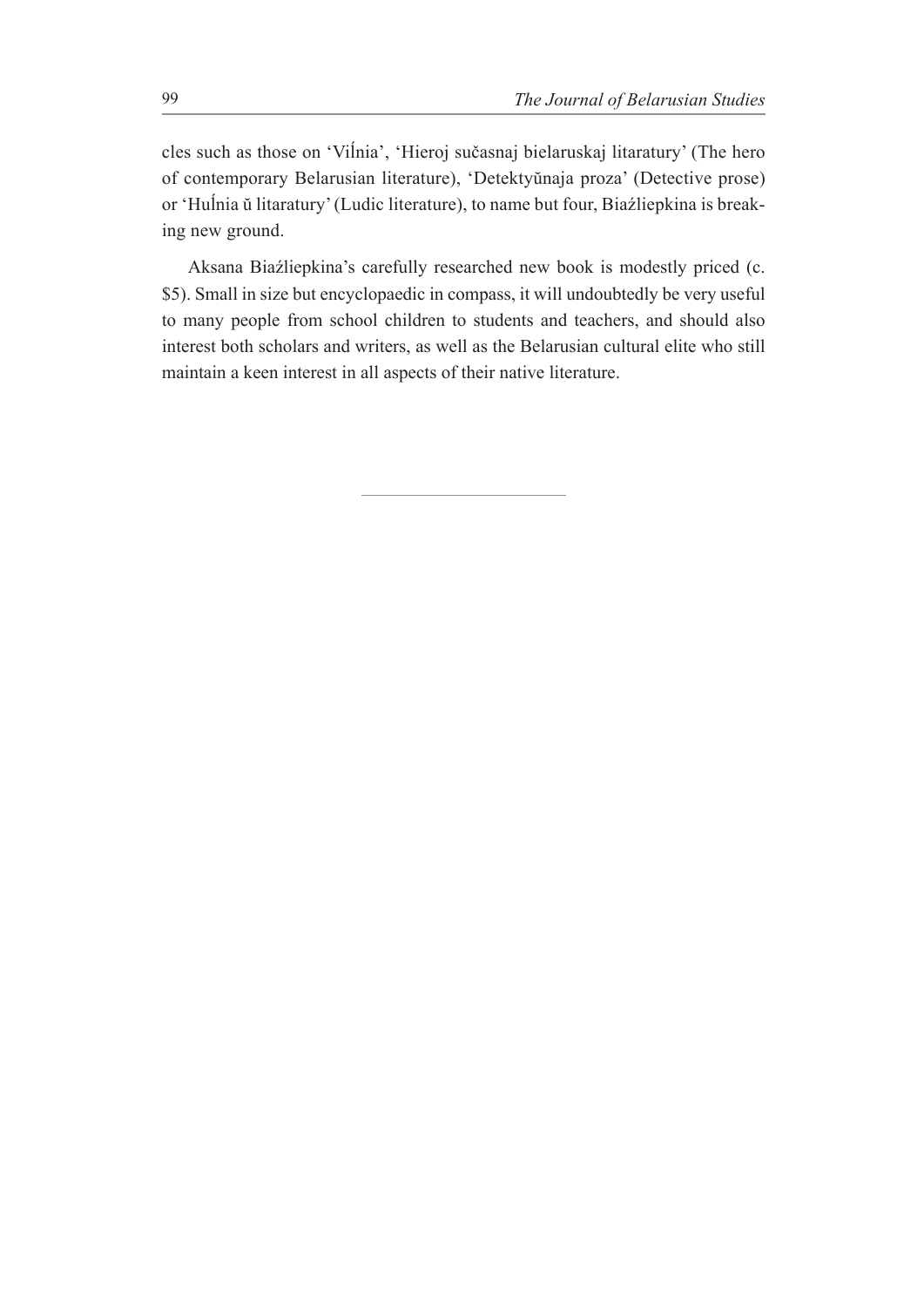cles such as those on 'Vilnia', 'Hieroj sučasnaj bielaruskaj litaratury' (The hero of contemporary Belarusian literature), 'Detektyŭnaja proza' (Detective prose) or 'Hulnia ŭ litaratury' (Ludic literature), to name but four, Biaźliepkina is breaking new ground.

Aksana Biaźliepkina's carefully researched new book is modestly priced (c. $5). Small in size but encyclopaedic in compass, it will undoubtedly be very useful to many people from school children to students and teachers, and should also interest both scholars and writers, as well as the Belarusian cultural elite who still maintain a keen interest in all aspects of their native literature.